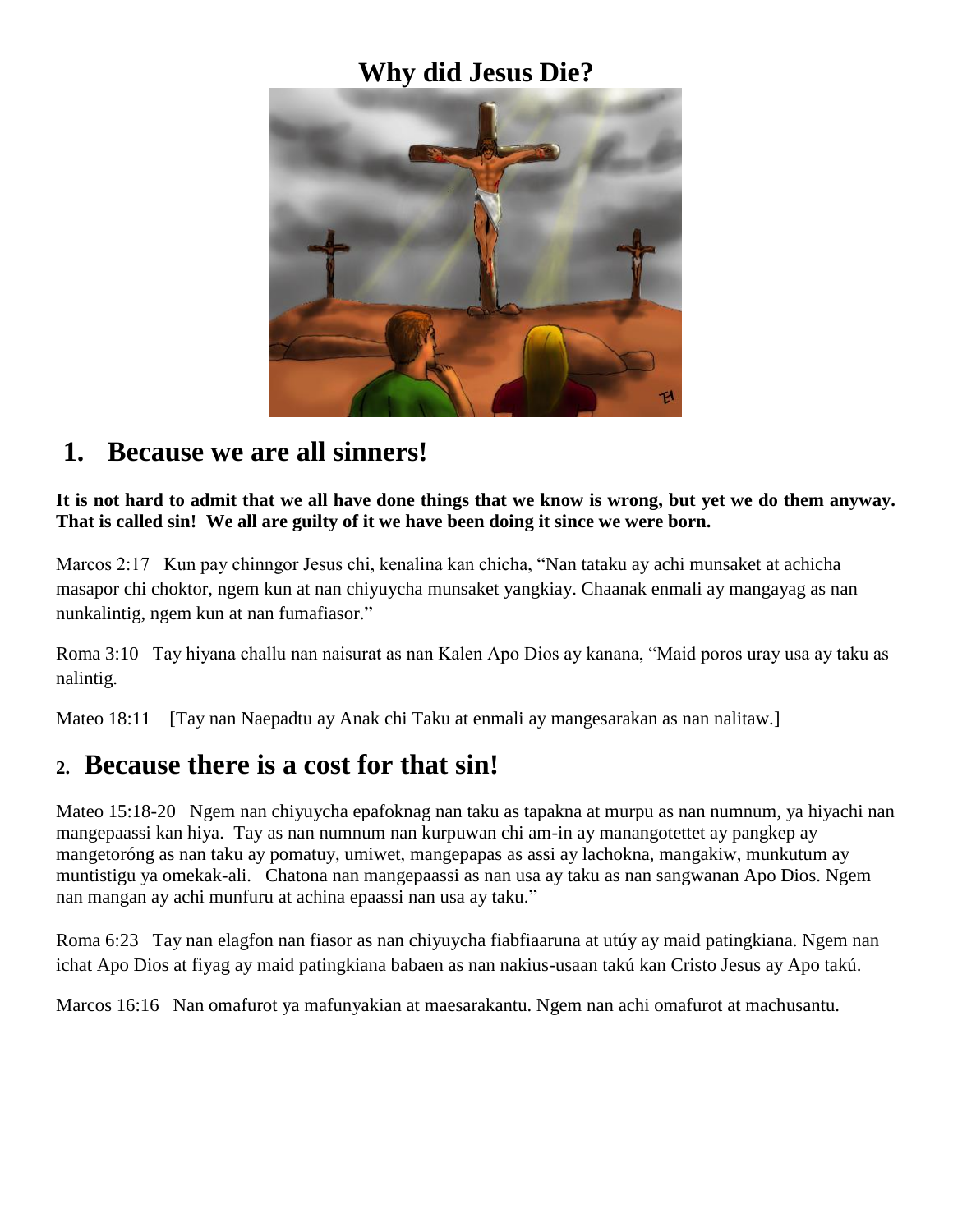# Why did Jesus Die?

## 1. Because we are all sinners!

**It is not hard to admit that we all have done things that we know is wrong, but yet we do them anyway. That is called sin! We all are guilty of it we have been doing it since we were born.**

Marcos 2:17 Kun pay chinngor Jesus chi, kenalina kan chicha, "Nan tataku ay achi munsaket at achicha masapor chi choktor, ngem kun at nan chiyuycha munsaket yangkiay. Chaanak enmali ay mangayag as nan nunkalintig, ngem kun at nan fumafiasor."

Roma 3:10 Tay hiyana challu nan naisurat as nan Kalen Apo Dios ay kanana, "Maid poros uray usa ay taku as nalintig.

Mateo 18:11 [Tay nan Naepadtu ay Anak chi Taku at enmali ay mangesarakan as nan nalitaw.]

## 2. Because there is a cost for that sin!

Mateo 15:18-20 Ngem nan chiyuycha epafoknag nan taku as tapakna at murpu as nan numnum, ya hiyachi nan mangepaassi kan hiya. Tay as nan numnum nan kurpuwan chi am-in ay manangotettet ay pangkep ay mangetoróng as nan taku ay pomatuy, umiwet, mangepapas as assi ay lachokna, mangakiw, munkutum ay muntistigu ya omekak-ali. Chatona nan mangepaassi as nan usa ay taku as nan sangwanan Apo Dios. Ngem nan mangan ay achi munfuru at achina epaassi nan usa ay taku."

Roma 6:23 Tay nan elagfon nan fiasor as nan chiyuycha fiabfiaaruna at utúy ay maid patingkiana. Ngem nan ichat Apo Dios at fiyag ay maid patingkiana babaen as nan nakius-usaan takú kan Cristo Jesus ay Apo takú.

Marcos 16:16 Nan omafurot ya mafunyakian at maesarakantu. Ngem nan achi omafurot at machusantu.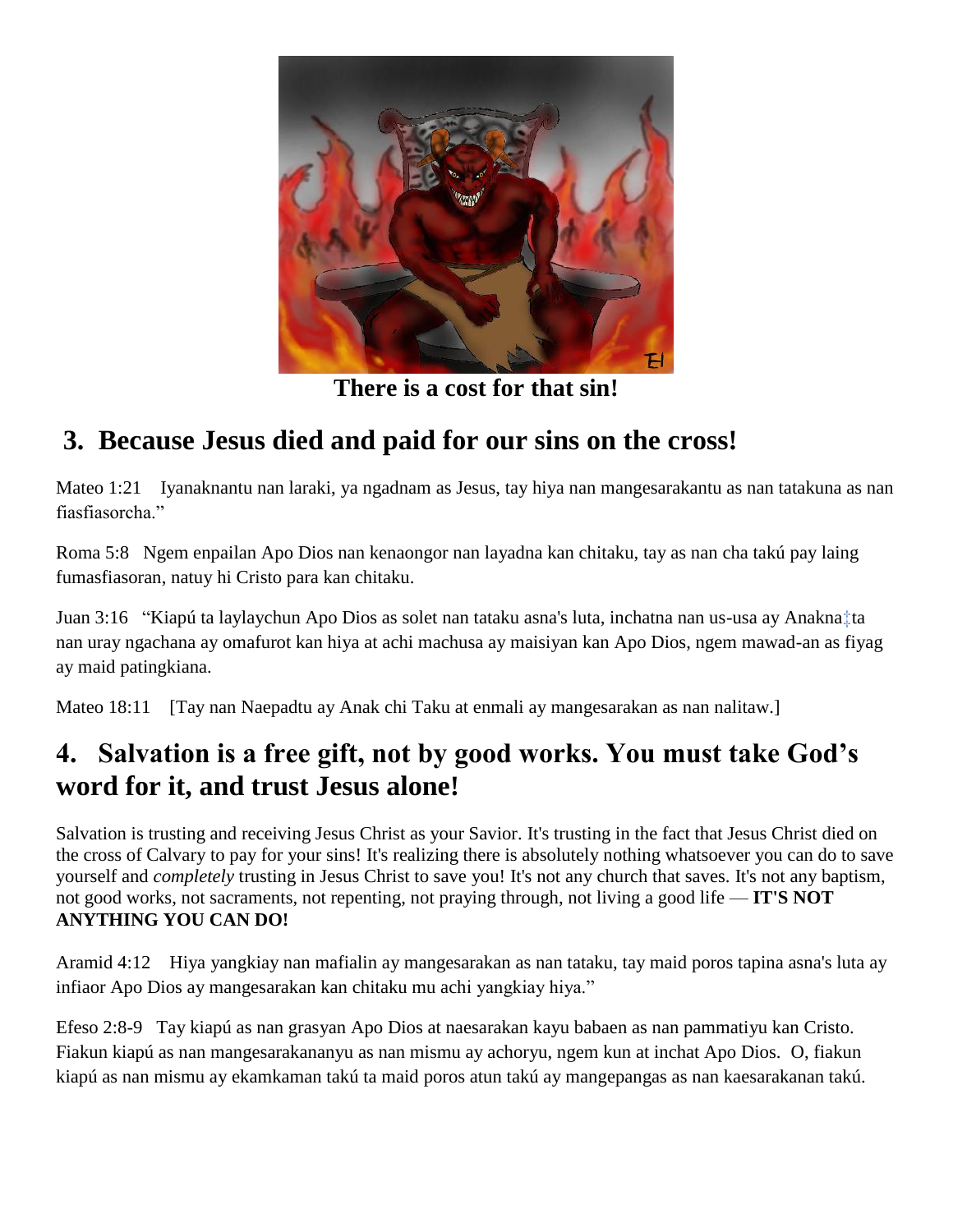There is a cost for that sin!

## 3. Because Jesus died and paid for our sins on the cross!

Mateo 1:21 Iyanaknantu nan laraki, ya ngadnam as Jesus, tay hiya nan mangesarakantu as nan tatakuna as nan fiasfiasorcha."

Roma 5:8 Ngem enpailan Apo Dios nan kenaongor nan layadna kan chitaku, tay as nan cha takú pay laing fumasfiasoran, natuy hi Cristo para kan chitaku.

Juan 3:16 "Kiapú ta laylaychun Apo Dios as solet nan tataku asna's luta, inchatna nan us-usa ay Anakna‡ta nan uray ngachana ay omafurot kan hiya at achi machusa ay maisiyan kan Apo Dios, ngem mawad-an as fiyag ay maid patingkiana.

Mateo 18:11 [Tay nan Naepadtu ay Anak chi Taku at enmali ay mangesarakan as nan nalitaw.]

## 4. Salvation is a free gift, not by good works. You must take God's word for it, and trust Jesus alone!

Salvation is trusting and receiving Jesus Christ as your Savior. It's trusting in the fact that Jesus Christ died on the cross of Calvary to pay for your sins! It's realizing there is absolutely nothing whatsoever you can do to save yourself and *completely* trusting in Jesus Christ to save you! It's not any church that saves. It's not any baptism, not good works, not sacraments, not repenting, not praying through, not living a good life — **IT'S NOT ANYTHING YOU CAN DO!**

Aramid 4:12 Hiya yangkiay nan mafialin ay mangesarakan as nan tataku, tay maid poros tapina asna's luta ay infiaor Apo Dios ay mangesarakan kan chitaku mu achi yangkiay hiya."

Efeso 2:8-9 Tay kiapú as nan grasyan Apo Dios at naesarakan kayu babaen as nan pammatiyu kan Cristo. Fiakun kiapú as nan mangesarakananyu as nan mismu ay achoryu, ngem kun at inchat Apo Dios. O, fiakun kiapú as nan mismu ay ekamkaman takú ta maid poros atun takú ay mangepangas as nan kaesarakanan takú.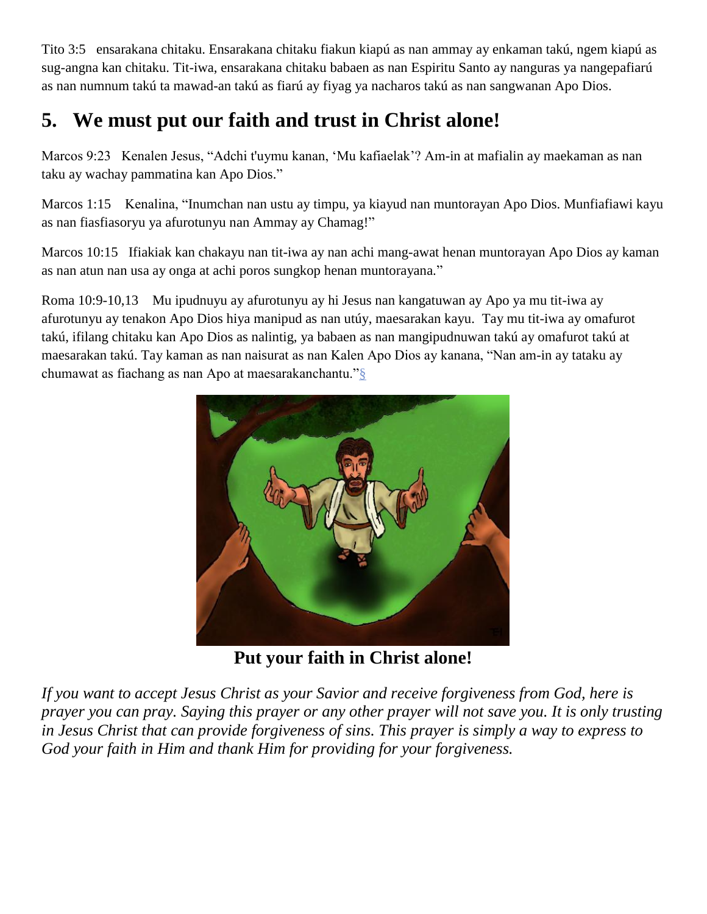Tito 3:5 ensarakana chitaku. Ensarakana chitaku fiakun kiapú as nan ammay ay enkaman takú, ngem kiapú as sug-angna kan chitaku. Tit-iwa, ensarakana chitaku babaen as nan Espiritu Santo ay nanguras ya nangepafiarú as nan numnum takú ta mawad-an takú as fiarú ay fiyag ya nacharos takú as nan sangwanan Apo Dios.

## 5. We must put our faith and trust in Christ alone!

Marcos 9:23 Kenalen Jesus, "Adchi t'uymu kanan, 'Mu kafiaelak'? Am-in at mafialin ay maekaman as nan taku ay wachay pammatina kan Apo Dios."

Marcos 1:15 Kenalina, "Inumchan nan ustu ay timpu, ya kiayud nan muntorayan Apo Dios. Munfiafiawi kayu as nan fiasfiasoryu ya afurotunyu nan Ammay ay Chamag!"

Marcos 10:15 Ifiakiak kan chakayu nan tit-iwa ay nan achi mang-awat henan muntorayan Apo Dios ay kaman as nan atun nan usa ay onga at achi poros sungkop henan muntorayana."

Roma 10:9-10,13 Mu ipudnuyu ay afurotunyu ay hi Jesus nan kangatuwan ay Apo ya mu tit-iwa ay afurotunyu ay tenakon Apo Dios hiya manipud as nan utúy, maesarakan kayu. Tay mu tit-iwa ay omafurot takú, ifilang chitaku kan Apo Dios as nalintig, ya babaen as nan mangipudnuwan takú ay omafurot takú at maesarakan takú. Tay kaman as nan naisurat as nan Kalen Apo Dios ay kanana, "Nan am-in ay tataku ay chumawat as fiachang as nan Apo at maesarakanchantu."§

**Put your faith in Christ alone!**

*If you want to accept Jesus Christ as your Savior and receive forgiveness from God, here is prayer you can pray. Saying this prayer or any other prayer will not save you. It is only trusting in Jesus Christ that can provide forgiveness of sins. This prayer is simply a way to express to God your faith in Him and thank Him for providing for your forgiveness.*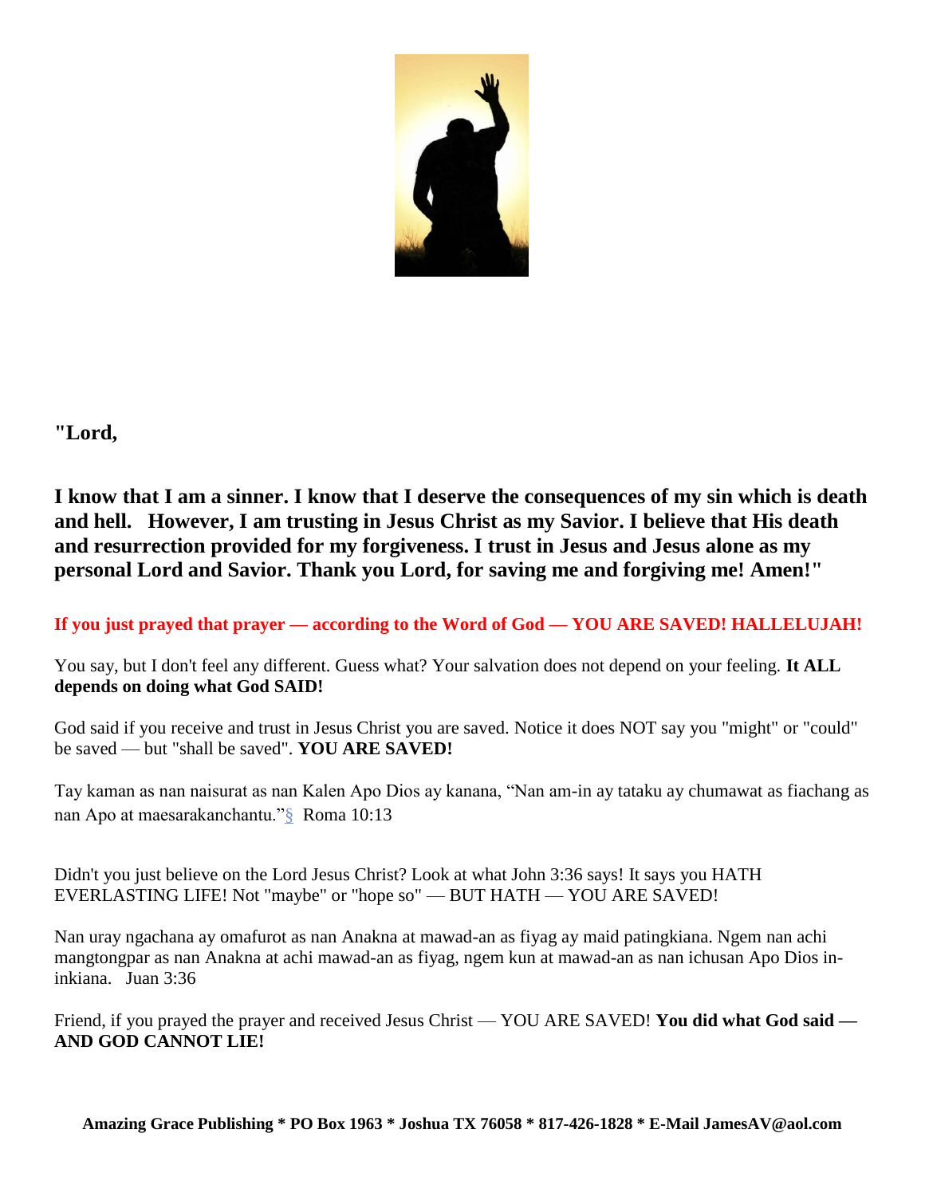**"Lord,**

**I know that I am a sinner. I know that I deserve the consequences of my sin which is death and hell. However, I am trusting in Jesus Christ as my Savior. I believe that His death and resurrection provided for my forgiveness. I trust in Jesus and Jesus alone as my personal Lord and Savior. Thank you Lord, for saving me and forgiving me! Amen!"**

**If you just prayed that prayer — according to the Word of God — YOU ARE SAVED! HALLELUJAH!**

You say, but I don't feel any different. Guess what? Your salvation does not depend on your feeling. **It ALL depends on doing what God SAID!**

God said if you receive and trust in Jesus Christ you are saved. Notice it does NOT say you "might" or "could" be saved — but "shall be saved". **YOU ARE SAVED!**

Tay kaman as nan naisurat as nan Kalen Apo Dios ay kanana, "Nan am-in ay tataku ay chumawat as fiachang as nan Apo at maesarakanchantu."§ Roma 10:13

Didn't you just believe on the Lord Jesus Christ? Look at what John 3:36 says! It says you HATH EVERLASTING LIFE! Not "maybe" or "hope so" — BUT HATH — YOU ARE SAVED!

Nan uray ngachana ay omafurot as nan Anakna at mawad-an as fiyag ay maid patingkiana. Ngem nan achi mangtongpar as nan Anakna at achi mawad-an as fiyag, ngem kun at mawad-an as nan ichusan Apo Dios in-inkiana. Juan 3:36

Friend, if you prayed the prayer and received Jesus Christ — YOU ARE SAVED! **You did what God said — AND GOD CANNOT LIE!**

**Amazing Grace Publishing * PO Box 1963 * Joshua TX 76058 * 817-426-1828 * E-Mail JamesAV@aol.com**